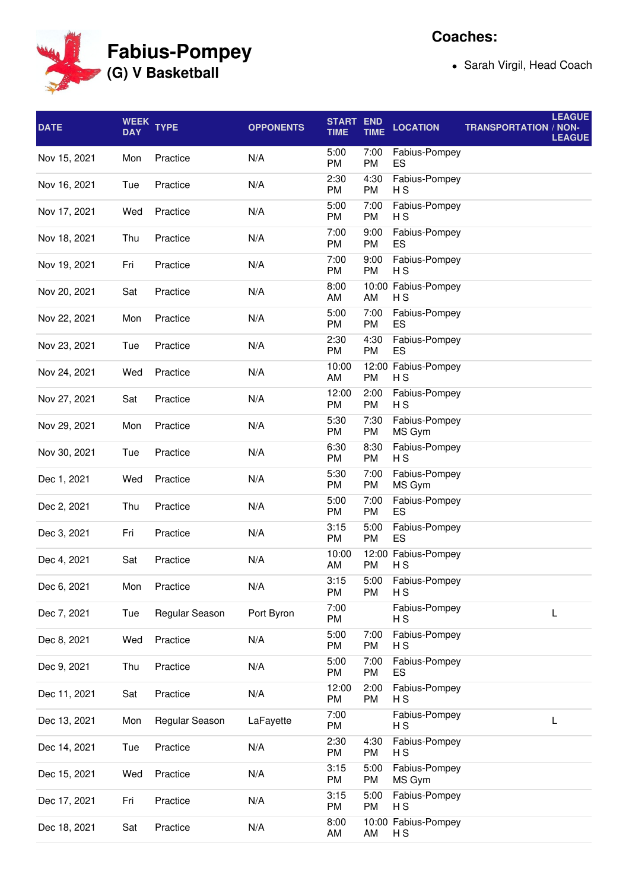# Fabius-Pompey

## (G) V Basketball

**Coaches:**

- Sarah Virgil, Head Coach

| DATE | WEEK DAY | TYPE | OPPONENTS | START TIME | END TIME | LOCATION | TRANSPORTATION | LEAGUE / NON-LEAGUE |
|---|---|---|---|---|---|---|---|---|
| Nov 15, 2021 | Mon | Practice | N/A | 5:00 PM | 7:00 PM | Fabius-Pompey ES | | |
| Nov 16, 2021 | Tue | Practice | N/A | 2:30 PM | 4:30 PM | Fabius-Pompey H S | | |
| Nov 17, 2021 | Wed | Practice | N/A | 5:00 PM | 7:00 PM | Fabius-Pompey H S | | |
| Nov 18, 2021 | Thu | Practice | N/A | 7:00 PM | 9:00 PM | Fabius-Pompey ES | | |
| Nov 19, 2021 | Fri | Practice | N/A | 7:00 PM | 9:00 PM | Fabius-Pompey H S | | |
| Nov 20, 2021 | Sat | Practice | N/A | 8:00 AM | 10:00 AM | Fabius-Pompey H S | | |
| Nov 22, 2021 | Mon | Practice | N/A | 5:00 PM | 7:00 PM | Fabius-Pompey ES | | |
| Nov 23, 2021 | Tue | Practice | N/A | 2:30 PM | 4:30 PM | Fabius-Pompey ES | | |
| Nov 24, 2021 | Wed | Practice | N/A | 10:00 AM | 12:00 PM | Fabius-Pompey H S | | |
| Nov 27, 2021 | Sat | Practice | N/A | 12:00 PM | 2:00 PM | Fabius-Pompey H S | | |
| Nov 29, 2021 | Mon | Practice | N/A | 5:30 PM | 7:30 PM | Fabius-Pompey MS Gym | | |
| Nov 30, 2021 | Tue | Practice | N/A | 6:30 PM | 8:30 PM | Fabius-Pompey H S | | |
| Dec 1, 2021 | Wed | Practice | N/A | 5:30 PM | 7:00 PM | Fabius-Pompey MS Gym | | |
| Dec 2, 2021 | Thu | Practice | N/A | 5:00 PM | 7:00 PM | Fabius-Pompey ES | | |
| Dec 3, 2021 | Fri | Practice | N/A | 3:15 PM | 5:00 PM | Fabius-Pompey ES | | |
| Dec 4, 2021 | Sat | Practice | N/A | 10:00 AM | 12:00 PM | Fabius-Pompey H S | | |
| Dec 6, 2021 | Mon | Practice | N/A | 3:15 PM | 5:00 PM | Fabius-Pompey H S | | |
| Dec 7, 2021 | Tue | Regular Season | Port Byron | 7:00 PM | | Fabius-Pompey H S | | L |
| Dec 8, 2021 | Wed | Practice | N/A | 5:00 PM | 7:00 PM | Fabius-Pompey H S | | |
| Dec 9, 2021 | Thu | Practice | N/A | 5:00 PM | 7:00 PM | Fabius-Pompey ES | | |
| Dec 11, 2021 | Sat | Practice | N/A | 12:00 PM | 2:00 PM | Fabius-Pompey H S | | |
| Dec 13, 2021 | Mon | Regular Season | LaFayette | 7:00 PM | | Fabius-Pompey H S | | L |
| Dec 14, 2021 | Tue | Practice | N/A | 2:30 PM | 4:30 PM | Fabius-Pompey H S | | |
| Dec 15, 2021 | Wed | Practice | N/A | 3:15 PM | 5:00 PM | Fabius-Pompey MS Gym | | |
| Dec 17, 2021 | Fri | Practice | N/A | 3:15 PM | 5:00 PM | Fabius-Pompey H S | | |
| Dec 18, 2021 | Sat | Practice | N/A | 8:00 AM | 10:00 AM | Fabius-Pompey H S | | |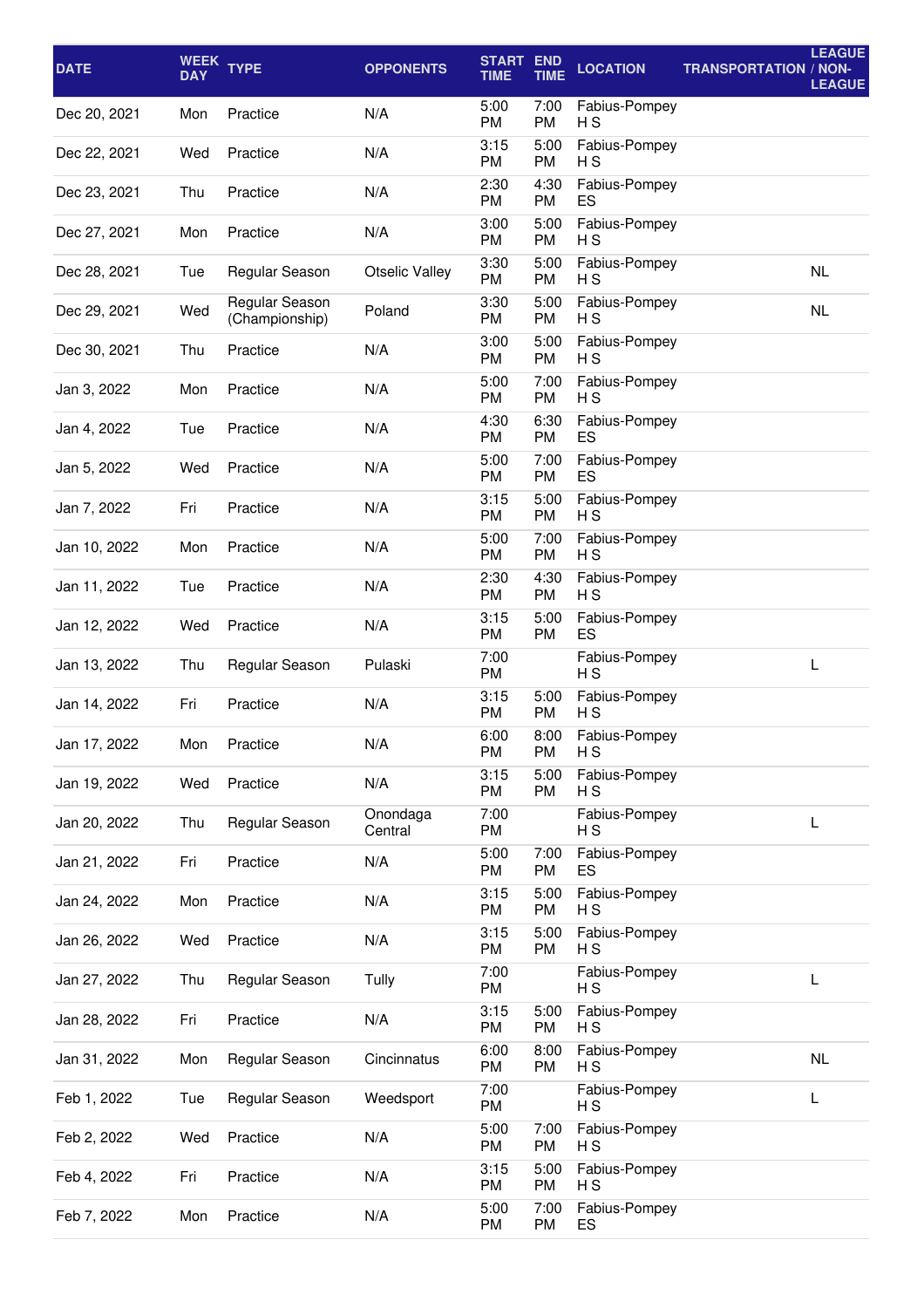| DATE | WEEK DAY | TYPE | OPPONENTS | START TIME | END TIME | LOCATION | TRANSPORTATION | LEAGUE / NON-LEAGUE |
|---|---|---|---|---|---|---|---|---|
| Dec 20, 2021 | Mon | Practice | N/A | 5:00 PM | 7:00 PM | Fabius-Pompey H S | | |
| Dec 22, 2021 | Wed | Practice | N/A | 3:15 PM | 5:00 PM | Fabius-Pompey H S | | |
| Dec 23, 2021 | Thu | Practice | N/A | 2:30 PM | 4:30 PM | Fabius-Pompey ES | | |
| Dec 27, 2021 | Mon | Practice | N/A | 3:00 PM | 5:00 PM | Fabius-Pompey H S | | |
| Dec 28, 2021 | Tue | Regular Season | Otselic Valley | 3:30 PM | 5:00 PM | Fabius-Pompey H S | | NL |
| Dec 29, 2021 | Wed | Regular Season (Championship) | Poland | 3:30 PM | 5:00 PM | Fabius-Pompey H S | | NL |
| Dec 30, 2021 | Thu | Practice | N/A | 3:00 PM | 5:00 PM | Fabius-Pompey H S | | |
| Jan 3, 2022 | Mon | Practice | N/A | 5:00 PM | 7:00 PM | Fabius-Pompey H S | | |
| Jan 4, 2022 | Tue | Practice | N/A | 4:30 PM | 6:30 PM | Fabius-Pompey ES | | |
| Jan 5, 2022 | Wed | Practice | N/A | 5:00 PM | 7:00 PM | Fabius-Pompey ES | | |
| Jan 7, 2022 | Fri | Practice | N/A | 3:15 PM | 5:00 PM | Fabius-Pompey H S | | |
| Jan 10, 2022 | Mon | Practice | N/A | 5:00 PM | 7:00 PM | Fabius-Pompey H S | | |
| Jan 11, 2022 | Tue | Practice | N/A | 2:30 PM | 4:30 PM | Fabius-Pompey H S | | |
| Jan 12, 2022 | Wed | Practice | N/A | 3:15 PM | 5:00 PM | Fabius-Pompey ES | | |
| Jan 13, 2022 | Thu | Regular Season | Pulaski | 7:00 PM | | Fabius-Pompey H S | | L |
| Jan 14, 2022 | Fri | Practice | N/A | 3:15 PM | 5:00 PM | Fabius-Pompey H S | | |
| Jan 17, 2022 | Mon | Practice | N/A | 6:00 PM | 8:00 PM | Fabius-Pompey H S | | |
| Jan 19, 2022 | Wed | Practice | N/A | 3:15 PM | 5:00 PM | Fabius-Pompey H S | | |
| Jan 20, 2022 | Thu | Regular Season | Onondaga Central | 7:00 PM | | Fabius-Pompey H S | | L |
| Jan 21, 2022 | Fri | Practice | N/A | 5:00 PM | 7:00 PM | Fabius-Pompey ES | | |
| Jan 24, 2022 | Mon | Practice | N/A | 3:15 PM | 5:00 PM | Fabius-Pompey H S | | |
| Jan 26, 2022 | Wed | Practice | N/A | 3:15 PM | 5:00 PM | Fabius-Pompey H S | | |
| Jan 27, 2022 | Thu | Regular Season | Tully | 7:00 PM | | Fabius-Pompey H S | | L |
| Jan 28, 2022 | Fri | Practice | N/A | 3:15 PM | 5:00 PM | Fabius-Pompey H S | | |
| Jan 31, 2022 | Mon | Regular Season | Cincinnatus | 6:00 PM | 8:00 PM | Fabius-Pompey H S | | NL |
| Feb 1, 2022 | Tue | Regular Season | Weedsport | 7:00 PM | | Fabius-Pompey H S | | L |
| Feb 2, 2022 | Wed | Practice | N/A | 5:00 PM | 7:00 PM | Fabius-Pompey H S | | |
| Feb 4, 2022 | Fri | Practice | N/A | 3:15 PM | 5:00 PM | Fabius-Pompey H S | | |
| Feb 7, 2022 | Mon | Practice | N/A | 5:00 PM | 7:00 PM | Fabius-Pompey ES | | |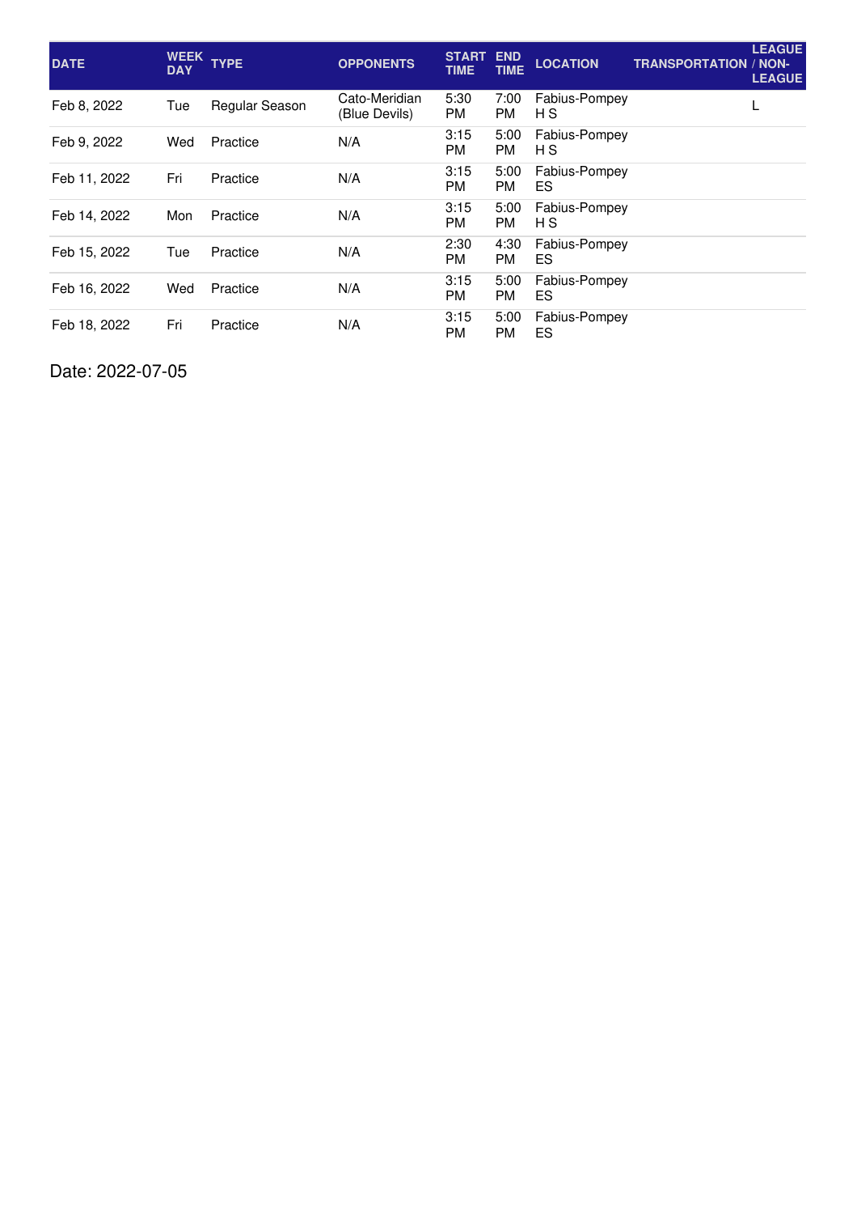| DATE | WEEK DAY | TYPE | OPPONENTS | START TIME | END TIME | LOCATION | TRANSPORTATION | LEAGUE / NON-LEAGUE |
|---|---|---|---|---|---|---|---|---|
| Feb 8, 2022 | Tue | Regular Season | Cato-Meridian (Blue Devils) | 5:30 PM | 7:00 PM | Fabius-Pompey H S | | L |
| Feb 9, 2022 | Wed | Practice | N/A | 3:15 PM | 5:00 PM | Fabius-Pompey H S | | |
| Feb 11, 2022 | Fri | Practice | N/A | 3:15 PM | 5:00 PM | Fabius-Pompey ES | | |
| Feb 14, 2022 | Mon | Practice | N/A | 3:15 PM | 5:00 PM | Fabius-Pompey H S | | |
| Feb 15, 2022 | Tue | Practice | N/A | 2:30 PM | 4:30 PM | Fabius-Pompey ES | | |
| Feb 16, 2022 | Wed | Practice | N/A | 3:15 PM | 5:00 PM | Fabius-Pompey ES | | |
| Feb 18, 2022 | Fri | Practice | N/A | 3:15 PM | 5:00 PM | Fabius-Pompey ES | | |

Date: 2022-07-05